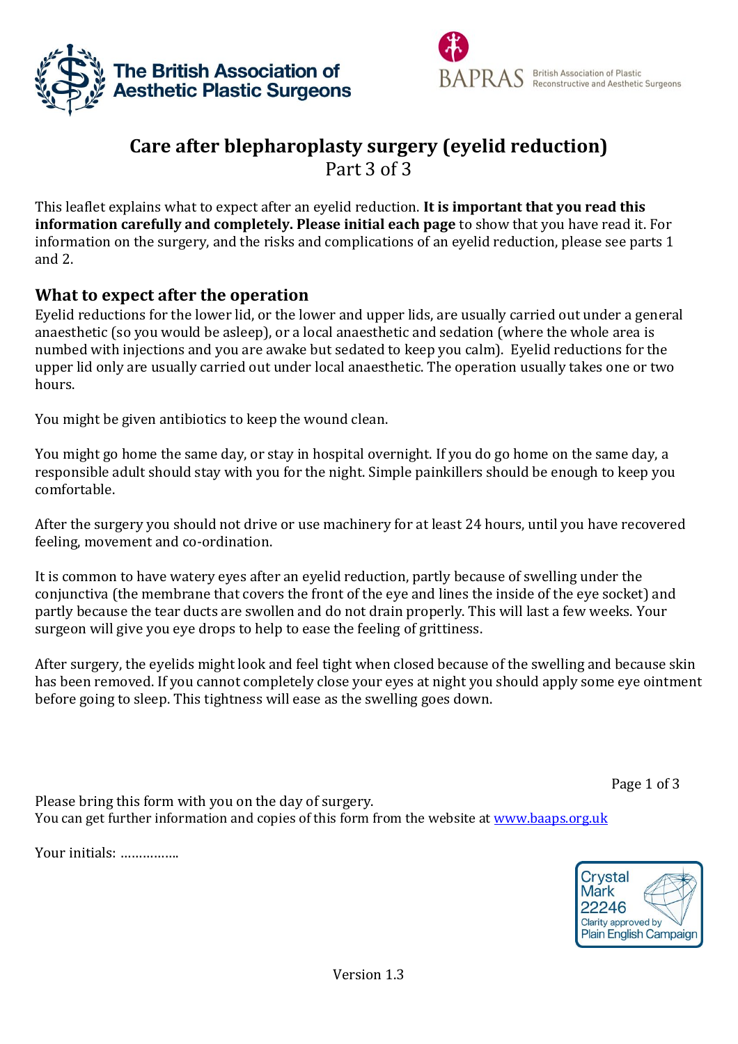The British Association of Aesthetic Plastic Surgeons

BAPRAS British Association of Plastic Reconstructive and Aesthetic Surgeons

# Care after blepharoplasty surgery (eyelid reduction)

Part 3 of 3

This leaflet explains what to expect after an eyelid reduction. **It is important that you read this information carefully and completely. Please initial each page** to show that you have read it. For information on the surgery, and the risks and complications of an eyelid reduction, please see parts 1 and 2.

## What to expect after the operation

Eyelid reductions for the lower lid, or the lower and upper lids, are usually carried out under a general anaesthetic (so you would be asleep), or a local anaesthetic and sedation (where the whole area is numbed with injections and you are awake but sedated to keep you calm). Eyelid reductions for the upper lid only are usually carried out under local anaesthetic. The operation usually takes one or two hours.

You might be given antibiotics to keep the wound clean.

You might go home the same day, or stay in hospital overnight. If you do go home on the same day, a responsible adult should stay with you for the night. Simple painkillers should be enough to keep you comfortable.

After the surgery you should not drive or use machinery for at least 24 hours, until you have recovered feeling, movement and co-ordination.

It is common to have watery eyes after an eyelid reduction, partly because of swelling under the conjunctiva (the membrane that covers the front of the eye and lines the inside of the eye socket) and partly because the tear ducts are swollen and do not drain properly. This will last a few weeks. Your surgeon will give you eye drops to help to ease the feeling of grittiness.

After surgery, the eyelids might look and feel tight when closed because of the swelling and because skin has been removed. If you cannot completely close your eyes at night you should apply some eye ointment before going to sleep. This tightness will ease as the swelling goes down.

Please bring this form with you on the day of surgery.
You can get further information and copies of this form from the website at www.baaps.org.uk

Your initials: ……………..

Crystal Mark 22246 Clarity approved by Plain English Campaign

Version 1.3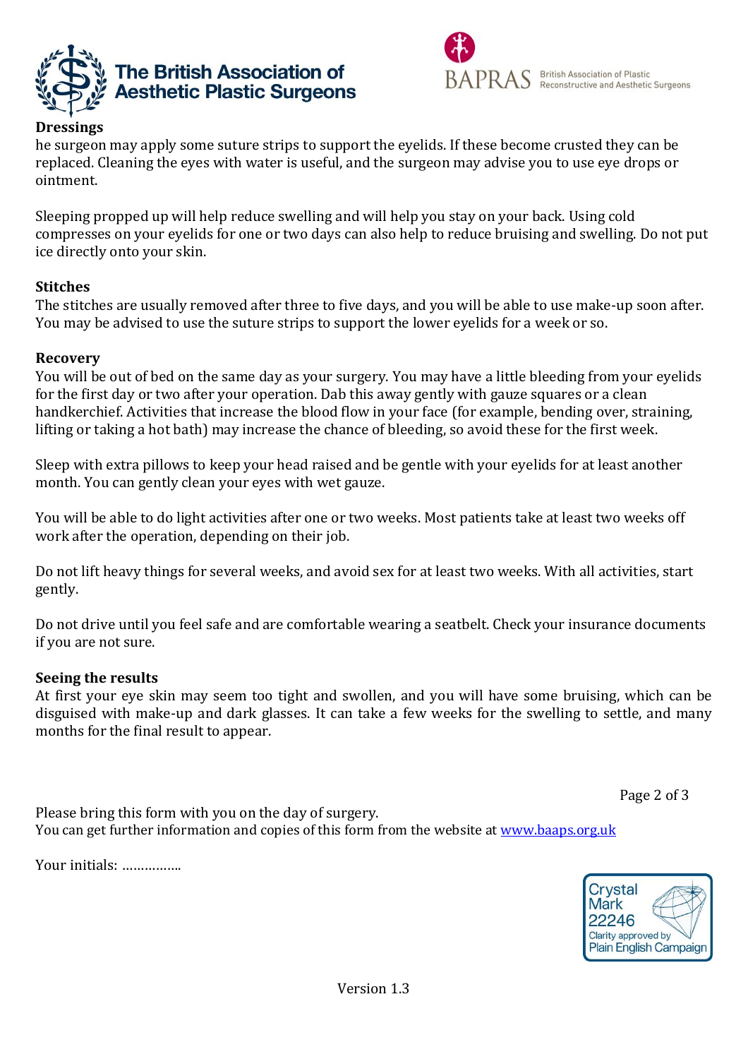### Dressings

he surgeon may apply some suture strips to support the eyelids. If these become crusted they can be replaced. Cleaning the eyes with water is useful, and the surgeon may advise you to use eye drops or ointment.

Sleeping propped up will help reduce swelling and will help you stay on your back. Using cold compresses on your eyelids for one or two days can also help to reduce bruising and swelling. Do not put ice directly onto your skin.

### Stitches

The stitches are usually removed after three to five days, and you will be able to use make-up soon after. You may be advised to use the suture strips to support the lower eyelids for a week or so.

### Recovery

You will be out of bed on the same day as your surgery. You may have a little bleeding from your eyelids for the first day or two after your operation. Dab this away gently with gauze squares or a clean handkerchief. Activities that increase the blood flow in your face (for example, bending over, straining, lifting or taking a hot bath) may increase the chance of bleeding, so avoid these for the first week.

Sleep with extra pillows to keep your head raised and be gentle with your eyelids for at least another month. You can gently clean your eyes with wet gauze.

You will be able to do light activities after one or two weeks. Most patients take at least two weeks off work after the operation, depending on their job.

Do not lift heavy things for several weeks, and avoid sex for at least two weeks. With all activities, start gently.

Do not drive until you feel safe and are comfortable wearing a seatbelt. Check your insurance documents if you are not sure.

### Seeing the results

At first your eye skin may seem too tight and swollen, and you will have some bruising, which can be disguised with make-up and dark glasses. It can take a few weeks for the swelling to settle, and many months for the final result to appear.

Please bring this form with you on the day of surgery.
You can get further information and copies of this form from the website at [www.baaps.org.uk](http://www.baaps.org.uk)

Your initials: …………….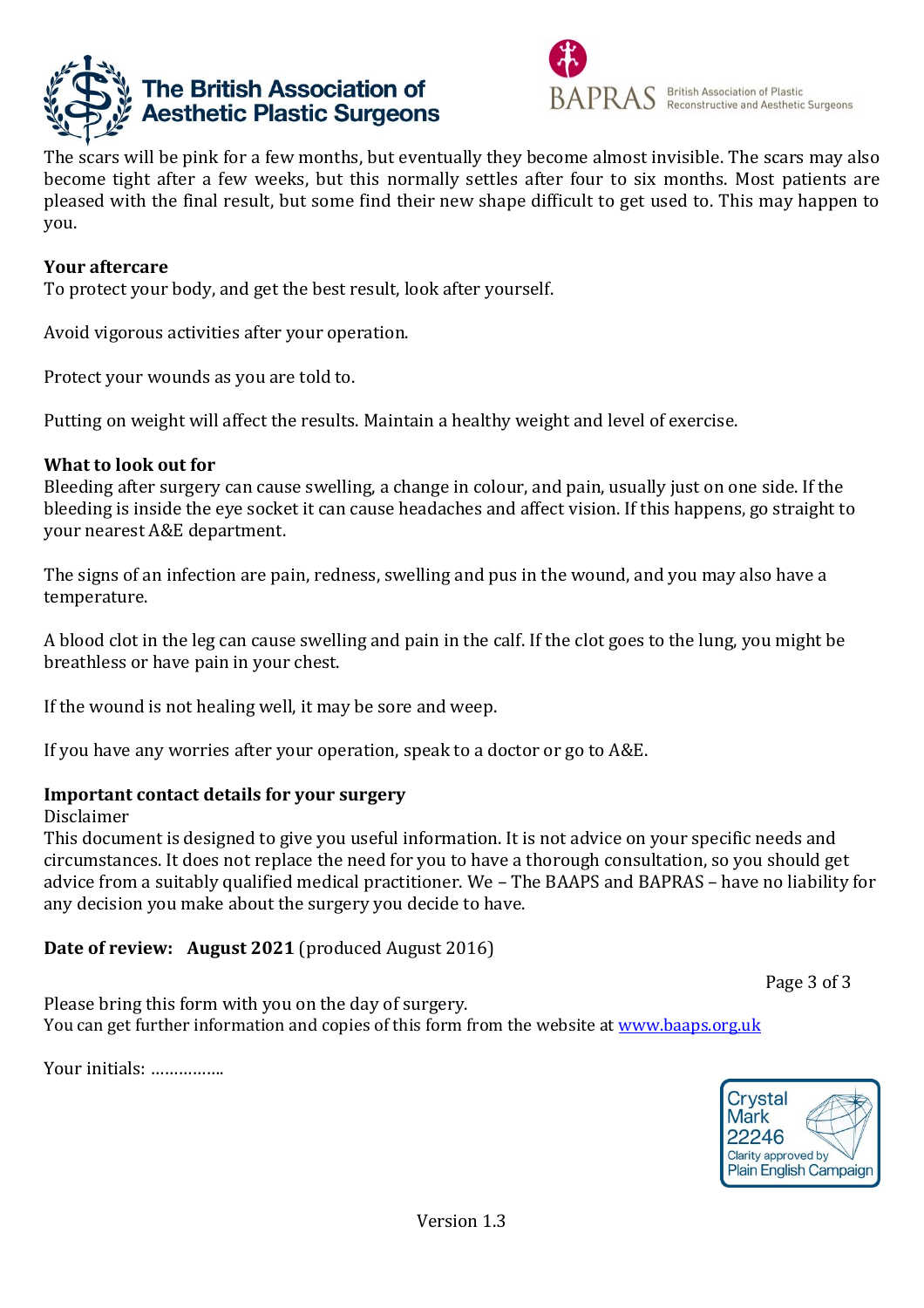The scars will be pink for a few months, but eventually they become almost invisible. The scars may also become tight after a few weeks, but this normally settles after four to six months. Most patients are pleased with the final result, but some find their new shape difficult to get used to. This may happen to you.

**Your aftercare**

To protect your body, and get the best result, look after yourself.

Avoid vigorous activities after your operation.

Protect your wounds as you are told to.

Putting on weight will affect the results. Maintain a healthy weight and level of exercise.

**What to look out for**

Bleeding after surgery can cause swelling, a change in colour, and pain, usually just on one side. If the bleeding is inside the eye socket it can cause headaches and affect vision. If this happens, go straight to your nearest A&E department.

The signs of an infection are pain, redness, swelling and pus in the wound, and you may also have a temperature.

A blood clot in the leg can cause swelling and pain in the calf. If the clot goes to the lung, you might be breathless or have pain in your chest.

If the wound is not healing well, it may be sore and weep.

If you have any worries after your operation, speak to a doctor or go to A&E.

**Important contact details for your surgery**

Disclaimer

This document is designed to give you useful information. It is not advice on your specific needs and circumstances. It does not replace the need for you to have a thorough consultation, so you should get advice from a suitably qualified medical practitioner. We – The BAAPS and BAPRAS – have no liability for any decision you make about the surgery you decide to have.

**Date of review: August 2021** (produced August 2016)

Please bring this form with you on the day of surgery.
You can get further information and copies of this form from the website at www.baaps.org.uk

Your initials: ……………..

Crystal Mark 22246
Clarity approved by Plain English Campaign

Version 1.3